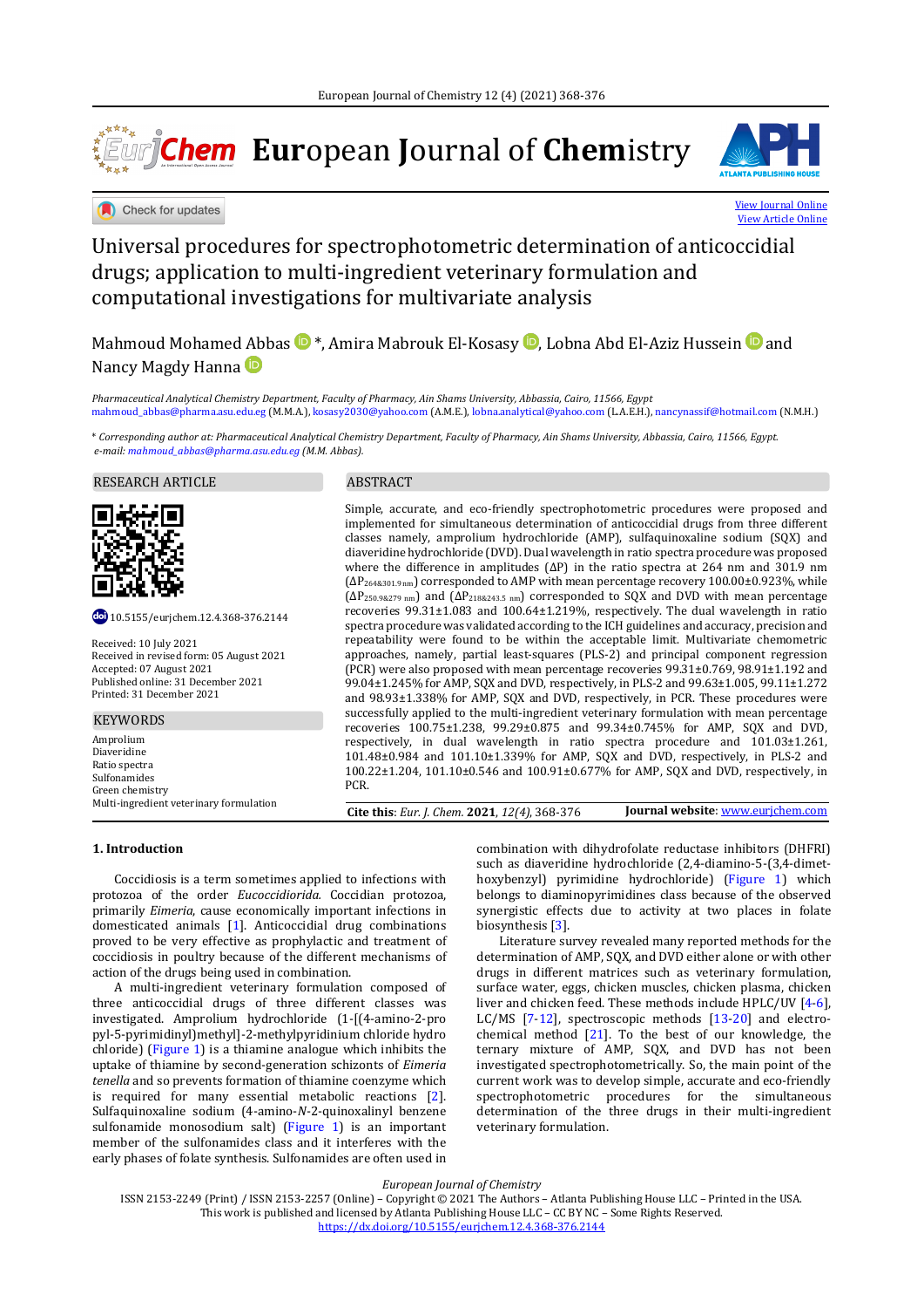# Universal procedures for spectrophotometric determination of anticoccidial drugs; application to multi-ingredient veterinary formulation and computational investigations for multivariate analysis

Mahmoud Mohamed Abbas *, Amira Mabrouk El-Kosasy, Lobna Abd El-Aziz Hussein and Nancy Magdy Hanna

*Pharmaceutical Analytical Chemistry Department, Faculty of Pharmacy, Ain Shams University, Abbassia, Cairo, 11566, Egypt*
mahmoud_abbas@pharma.asu.edu.eg (M.M.A.), kosasy2030@yahoo.com (A.M.E.), lobna.analytical@yahoo.com (L.A.E.H.), nancynassif@hotmail.com (N.M.H.)

\* *Corresponding author at: Pharmaceutical Analytical Chemistry Department, Faculty of Pharmacy, Ain Shams University, Abbassia, Cairo, 11566, Egypt.*
*e-mail: mahmoud_abbas@pharma.asu.edu.eg (M.M. Abbas).*

RESEARCH ARTICLE

10.5155/eurjchem.12.4.368-376.2144

Received: 10 July 2021
Received in revised form: 05 August 2021
Accepted: 07 August 2021
Published online: 31 December 2021
Printed: 31 December 2021

## KEYWORDS

Amprolium
Diaveridine
Ratio spectra
Sulfonamides
Green chemistry
Multi-ingredient veterinary formulation

## ABSTRACT

Simple, accurate, and eco-friendly spectrophotometric procedures were proposed and implemented for simultaneous determination of anticoccidial drugs from three different classes namely, amprolium hydrochloride (AMP), sulfaquinoxaline sodium (SQX) and diaveridine hydrochloride (DVD). Dual wavelength in ratio spectra procedure was proposed where the difference in amplitudes (ΔP) in the ratio spectra at 264 nm and 301.9 nm ($\Delta P_{264\&301.9\ nm}$) corresponded to AMP with mean percentage recovery 100.00±0.923%, while ($\Delta P_{250.9\&279\ nm}$) and ($\Delta P_{218\&243.5\ nm}$) corresponded to SQX and DVD with mean percentage recoveries 99.31±1.083 and 100.64±1.219%, respectively. The dual wavelength in ratio spectra procedure was validated according to the ICH guidelines and accuracy, precision and repeatability were found to be within the acceptable limit. Multivariate chemometric approaches, namely, partial least-squares (PLS-2) and principal component regression (PCR) were also proposed with mean percentage recoveries 99.31±0.769, 98.91±1.192 and 99.04±1.245% for AMP, SQX and DVD, respectively, in PLS-2 and 99.63±1.005, 99.11±1.272 and 98.93±1.338% for AMP, SQX and DVD, respectively, in PCR. These procedures were successfully applied to the multi-ingredient veterinary formulation with mean percentage recoveries 100.75±1.238, 99.29±0.875 and 99.34±0.745% for AMP, SQX and DVD, respectively, in dual wavelength in ratio spectra procedure and 101.03±1.261, 101.48±0.984 and 101.10±1.339% for AMP, SQX and DVD, respectively, in PLS-2 and 100.22±1.204, 101.10±0.546 and 100.91±0.677% for AMP, SQX and DVD, respectively, in PCR.

**Cite this**: *Eur. J. Chem.* **2021**, *12(4)*, 368-376 **Journal website**: www.eurjchem.com

## 1. Introduction

Coccidiosis is a term sometimes applied to infections with protozoa of the order *Eucoccidiorida.* Coccidian protozoa, primarily *Eimeria*, cause economically important infections in domesticated animals [1]. Anticoccidial drug combinations proved to be very effective as prophylactic and treatment of coccidiosis in poultry because of the different mechanisms of action of the drugs being used in combination.

A multi-ingredient veterinary formulation composed of three anticoccidial drugs of three different classes was investigated. Amprolium hydrochloride (1-[(4-amino-2-propyl-5-pyrimidinyl)methyl]-2-methylpyridinium chloride hydrochloride) (Figure 1) is a thiamine analogue which inhibits the uptake of thiamine by second-generation schizonts of *Eimeria tenella* and so prevents formation of thiamine coenzyme which is required for many essential metabolic reactions [2]. Sulfaquinoxaline sodium (4-amino-*N*-2-quinoxalinyl benzene sulfonamide monosodium salt) (Figure 1) is an important member of the sulfonamides class and it interferes with the early phases of folate synthesis. Sulfonamides are often used in combination with dihydrofolate reductase inhibitors (DHFRI) such as diaveridine hydrochloride (2,4-diamino-5-(3,4-dimethoxybenzyl) pyrimidine hydrochloride) (Figure 1) which belongs to diaminopyrimidines class because of the observed synergistic effects due to activity at two places in folate biosynthesis [3].

Literature survey revealed many reported methods for the determination of AMP, SQX, and DVD either alone or with other drugs in different matrices such as veterinary formulation, surface water, eggs, chicken muscles, chicken plasma, chicken liver and chicken feed. These methods include HPLC/UV [4-6], LC/MS [7-12], spectroscopic methods [13-20] and electrochemical method [21]. To the best of our knowledge, the ternary mixture of AMP, SQX, and DVD has not been investigated spectrophotometrically. So, the main point of the current work was to develop simple, accurate and eco-friendly spectrophotometric procedures for the simultaneous determination of the three drugs in their multi-ingredient veterinary formulation.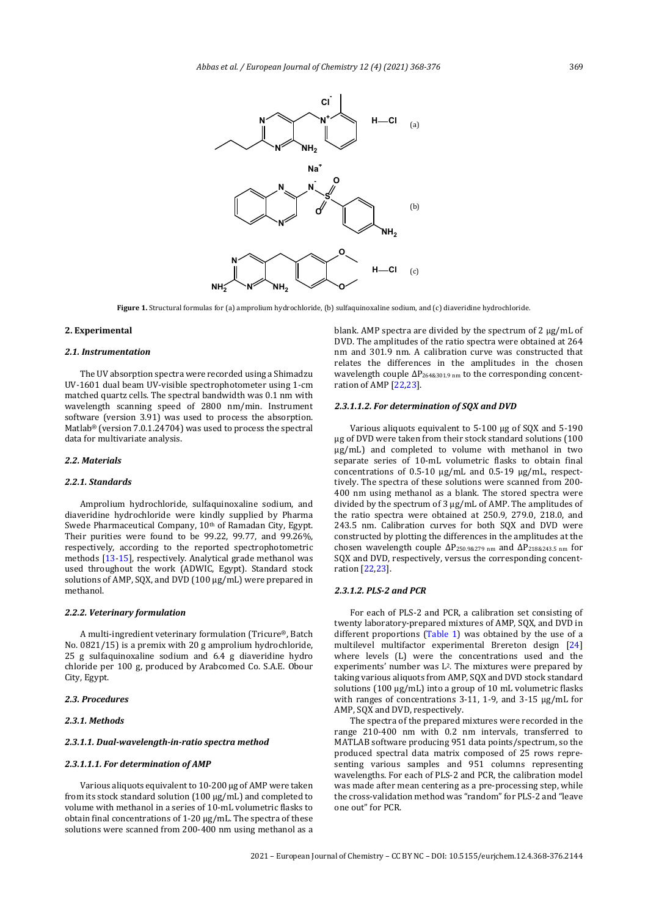**Figure 1.** Structural formulas for (a) amprolium hydrochloride, (b) sulfaquinoxaline sodium, and (c) diaveridine hydrochloride.

## 2. Experimental

### 2.1. Instrumentation

The UV absorption spectra were recorded using a Shimadzu UV-1601 dual beam UV-visible spectrophotometer using 1-cm matched quartz cells. The spectral bandwidth was 0.1 nm with wavelength scanning speed of 2800 nm/min. Instrument software (version 3.91) was used to process the absorption. Matlab® (version 7.0.1.24704) was used to process the spectral data for multivariate analysis.

### 2.2. Materials

#### 2.2.1. Standards

Amprolium hydrochloride, sulfaquinoxaline sodium, and diaveridine hydrochloride were kindly supplied by Pharma Swede Pharmaceutical Company, 10th of Ramadan City, Egypt. Their purities were found to be 99.22, 99.77, and 99.26%, respectively, according to the reported spectrophotometric methods [13-15], respectively. Analytical grade methanol was used throughout the work (ADWIC, Egypt). Standard stock solutions of AMP, SQX, and DVD (100 µg/mL) were prepared in methanol.

#### 2.2.2. Veterinary formulation

A multi-ingredient veterinary formulation (Tricure®, Batch No. 0821/15) is a premix with 20 g amprolium hydrochloride, 25 g sulfaquinoxaline sodium and 6.4 g diaveridine hydro chloride per 100 g, produced by Arabcomed Co. S.A.E. Obour City, Egypt.

### 2.3. Procedures

#### 2.3.1. Methods

#### 2.3.1.1. Dual-wavelength-in-ratio spectra method

#### 2.3.1.1.1. For determination of AMP

Various aliquots equivalent to 10-200 µg of AMP were taken from its stock standard solution (100 µg/mL) and completed to volume with methanol in a series of 10-mL volumetric flasks to obtain final concentrations of 1-20 µg/mL. The spectra of these solutions were scanned from 200-400 nm using methanol as a blank. AMP spectra are divided by the spectrum of 2 µg/mL of DVD. The amplitudes of the ratio spectra were obtained at 264 nm and 301.9 nm. A calibration curve was constructed that relates the differences in the amplitudes in the chosen wavelength couple $\Delta P_{264\&301.9\ nm}$ to the corresponding concentration of AMP [22,23].

#### 2.3.1.1.2. For determination of SQX and DVD

Various aliquots equivalent to 5-100 µg of SQX and 5-190 µg of DVD were taken from their stock standard solutions (100 µg/mL) and completed to volume with methanol in two separate series of 10-mL volumetric flasks to obtain final concentrations of 0.5-10 µg/mL and 0.5-19 µg/mL, respectively. The spectra of these solutions were scanned from 200-400 nm using methanol as a blank. The stored spectra were divided by the spectrum of 3 µg/mL of AMP. The amplitudes of the ratio spectra were obtained at 250.9, 279.0, 218.0, and 243.5 nm. Calibration curves for both SQX and DVD were constructed by plotting the differences in the amplitudes at the chosen wavelength couple $\Delta P_{250.9\&279\ nm}$ and $\Delta P_{218\&243.5\ nm}$ for SQX and DVD, respectively, versus the corresponding concentration [22,23].

#### 2.3.1.2. PLS-2 and PCR

For each of PLS-2 and PCR, a calibration set consisting of twenty laboratory-prepared mixtures of AMP, SQX, and DVD in different proportions (Table 1) was obtained by the use of a multilevel multifactor experimental Brereton design [24] where levels (L) were the concentrations used and the experiments' number was $L^2$. The mixtures were prepared by taking various aliquots from AMP, SQX and DVD stock standard solutions (100 µg/mL) into a group of 10 mL volumetric flasks with ranges of concentrations 3-11, 1-9, and 3-15 µg/mL for AMP, SQX and DVD, respectively.

The spectra of the prepared mixtures were recorded in the range 210-400 nm with 0.2 nm intervals, transferred to MATLAB software producing 951 data points/spectrum, so the produced spectral data matrix composed of 25 rows representing various samples and 951 columns representing wavelengths. For each of PLS-2 and PCR, the calibration model was made after mean centering as a pre-processing step, while the cross-validation method was "random" for PLS-2 and "leave one out" for PCR.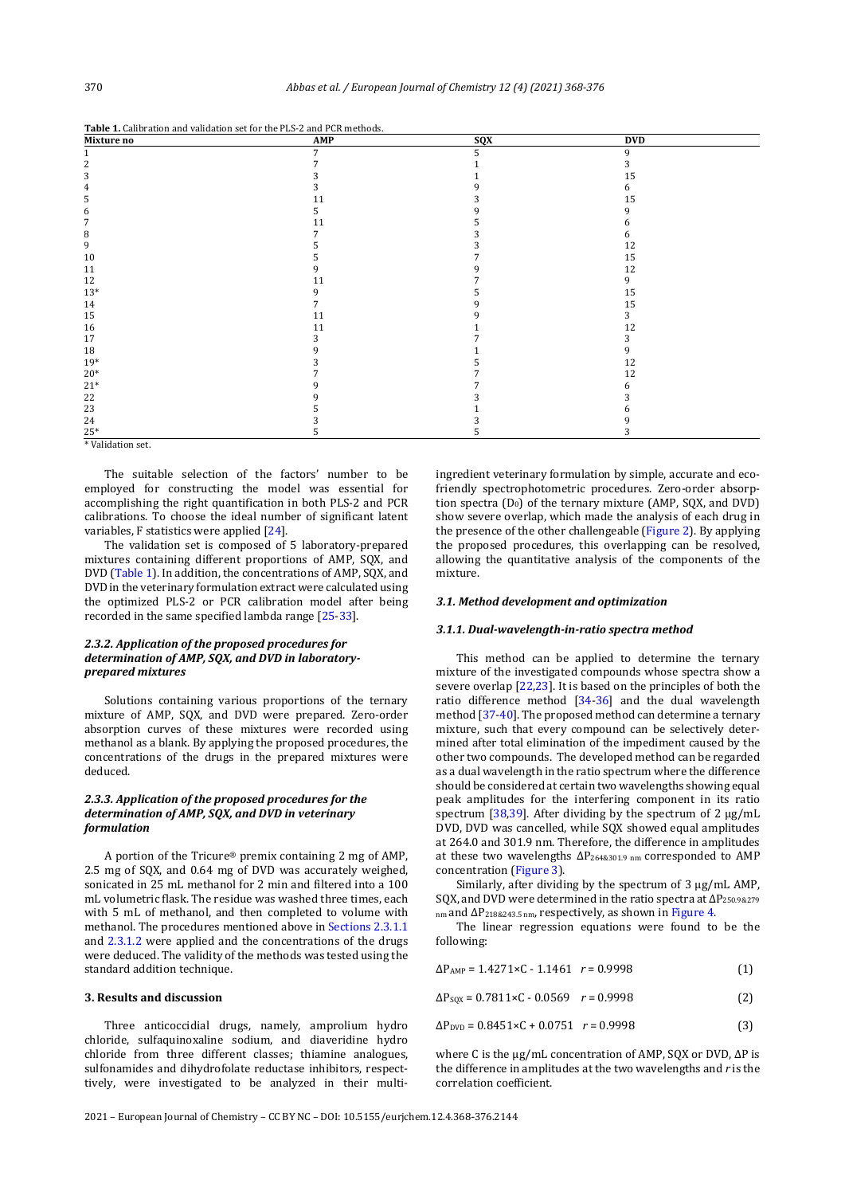**Table 1.** Calibration and validation set for the PLS-2 and PCR methods.

| Mixture no | AMP | SQX | DVD |
|---|---|---|---|
| 1 | 7 | 5 | 9 |
| 2 | 7 | 1 | 3 |
| 3 | 3 | 1 | 15 |
| 4 | 3 | 9 | 6 |
| 5 | 11 | 3 | 15 |
| 6 | 5 | 9 | 9 |
| 7 | 11 | 5 | 6 |
| 8 | 7 | 3 | 6 |
| 9 | 5 | 3 | 12 |
| 10 | 5 | 7 | 15 |
| 11 | 9 | 9 | 12 |
| 12 | 11 | 7 | 9 |
| 13* | 9 | 5 | 15 |
| 14 | 7 | 9 | 15 |
| 15 | 11 | 9 | 3 |
| 16 | 11 | 1 | 12 |
| 17 | 3 | 7 | 3 |
| 18 | 9 | 1 | 9 |
| 19* | 3 | 5 | 12 |
| 20* | 7 | 7 | 12 |
| 21* | 9 | 7 | 6 |
| 22 | 9 | 3 | 3 |
| 23 | 5 | 1 | 6 |
| 24 | 3 | 3 | 9 |
| 25* | 5 | 5 | 3 |

\* Validation set.

The suitable selection of the factors' number to be employed for constructing the model was essential for accomplishing the right quantification in both PLS-2 and PCR calibrations. To choose the ideal number of significant latent variables, F statistics were applied [24].

The validation set is composed of 5 laboratory-prepared mixtures containing different proportions of AMP, SQX, and DVD (Table 1). In addition, the concentrations of AMP, SQX, and DVD in the veterinary formulation extract were calculated using the optimized PLS-2 or PCR calibration model after being recorded in the same specified lambda range [25-33].

#### 2.3.2. Application of the proposed procedures for determination of AMP, SQX, and DVD in laboratory-prepared mixtures

Solutions containing various proportions of the ternary mixture of AMP, SQX, and DVD were prepared. Zero-order absorption curves of these mixtures were recorded using methanol as a blank. By applying the proposed procedures, the concentrations of the drugs in the prepared mixtures were deduced.

#### 2.3.3. Application of the proposed procedures for the determination of AMP, SQX, and DVD in veterinary formulation

A portion of the Tricure® premix containing 2 mg of AMP, 2.5 mg of SQX, and 0.64 mg of DVD was accurately weighed, sonicated in 25 mL methanol for 2 min and filtered into a 100 mL volumetric flask. The residue was washed three times, each with 5 mL of methanol, and then completed to volume with methanol. The procedures mentioned above in Sections 2.3.1.1 and 2.3.1.2 were applied and the concentrations of the drugs were deduced. The validity of the methods was tested using the standard addition technique.

## 3. Results and discussion

Three anticoccidial drugs, namely, amprolium hydro chloride, sulfaquinoxaline sodium, and diaveridine hydro chloride from three different classes; thiamine analogues, sulfonamides and dihydrofolate reductase inhibitors, respectively, were investigated to be analyzed in their multi-ingredient veterinary formulation by simple, accurate and eco-friendly spectrophotometric procedures. Zero-order absorption spectra ($D_0$) of the ternary mixture (AMP, SQX, and DVD) show severe overlap, which made the analysis of each drug in the presence of the other challengeable (Figure 2). By applying the proposed procedures, this overlapping can be resolved, allowing the quantitative analysis of the components of the mixture.

### 3.1. Method development and optimization

#### 3.1.1. Dual-wavelength-in-ratio spectra method

This method can be applied to determine the ternary mixture of the investigated compounds whose spectra show a severe overlap [22,23]. It is based on the principles of both the ratio difference method [34-36] and the dual wavelength method [37-40]. The proposed method can determine a ternary mixture, such that every compound can be selectively determined after total elimination of the impediment caused by the other two compounds. The developed method can be regarded as a dual wavelength in the ratio spectrum where the difference should be considered at certain two wavelengths showing equal peak amplitudes for the interfering component in its ratio spectrum [38,39]. After dividing by the spectrum of 2 µg/mL DVD, DVD was cancelled, while SQX showed equal amplitudes at 264.0 and 301.9 nm. Therefore, the difference in amplitudes at these two wavelengths $\Delta P_{264\&301.9\ nm}$ corresponded to AMP concentration (Figure 3).

Similarly, after dividing by the spectrum of 3 µg/mL AMP, SQX, and DVD were determined in the ratio spectra at $\Delta P_{250.9\&279\ nm}$ and $\Delta P_{218\&243.5\ nm}$, respectively, as shown in Figure 4.

The linear regression equations were found to be the following:

$$\Delta P_{AMP} = 1.4271\times C - 1.1461 \quad r = 0.9998 \tag{1}$$

$$\Delta P_{SQX} = 0.7811\times C - 0.0569 \quad r = 0.9998 \tag{2}$$

$$\Delta P_{DVD} = 0.8451\times C + 0.0751 \quad r = 0.9998 \tag{3}$$

where C is the µg/mL concentration of AMP, SQX or DVD, $\Delta P$ is the difference in amplitudes at the two wavelengths and $r$ is the correlation coefficient.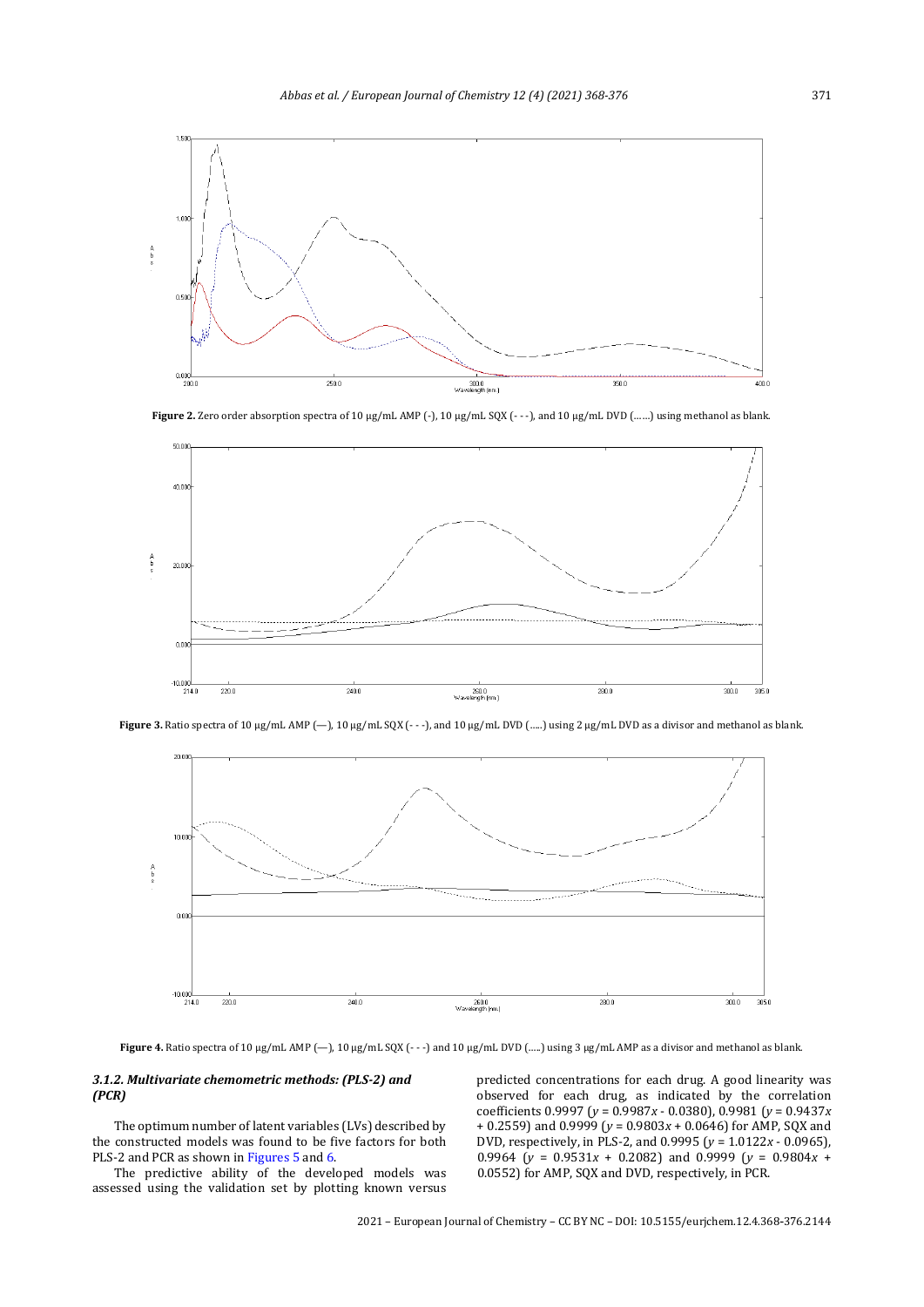**Figure 2.** Zero order absorption spectra of 10 μg/mL AMP (-), 10 μg/mL SQX (- - -), and 10 μg/mL DVD (……) using methanol as blank.

**Figure 3.** Ratio spectra of 10 μg/mL AMP (—), 10 μg/mL SQX (- - -), and 10 μg/mL DVD (…..) using 2 μg/mL DVD as a divisor and methanol as blank.

**Figure 4.** Ratio spectra of 10 μg/mL AMP (—), 10 μg/mL SQX (- - -) and 10 μg/mL DVD (…..) using 3 μg/mL AMP as a divisor and methanol as blank.

### *3.1.2. Multivariate chemometric methods: (PLS-2) and (PCR)*

The optimum number of latent variables (LVs) described by the constructed models was found to be five factors for both PLS-2 and PCR as shown in Figures 5 and 6.

The predictive ability of the developed models was assessed using the validation set by plotting known versus predicted concentrations for each drug. A good linearity was observed for each drug, as indicated by the correlation coefficients 0.9997 ($y = 0.9987x - 0.0380$), 0.9981 ($y = 0.9437x + 0.2559$) and 0.9999 ($y = 0.9803x + 0.0646$) for AMP, SQX and DVD, respectively, in PLS-2, and 0.9995 ($y = 1.0122x - 0.0965$), 0.9964 ($y = 0.9531x + 0.2082$) and 0.9999 ($y = 0.9804x + 0.0552$) for AMP, SQX and DVD, respectively, in PCR.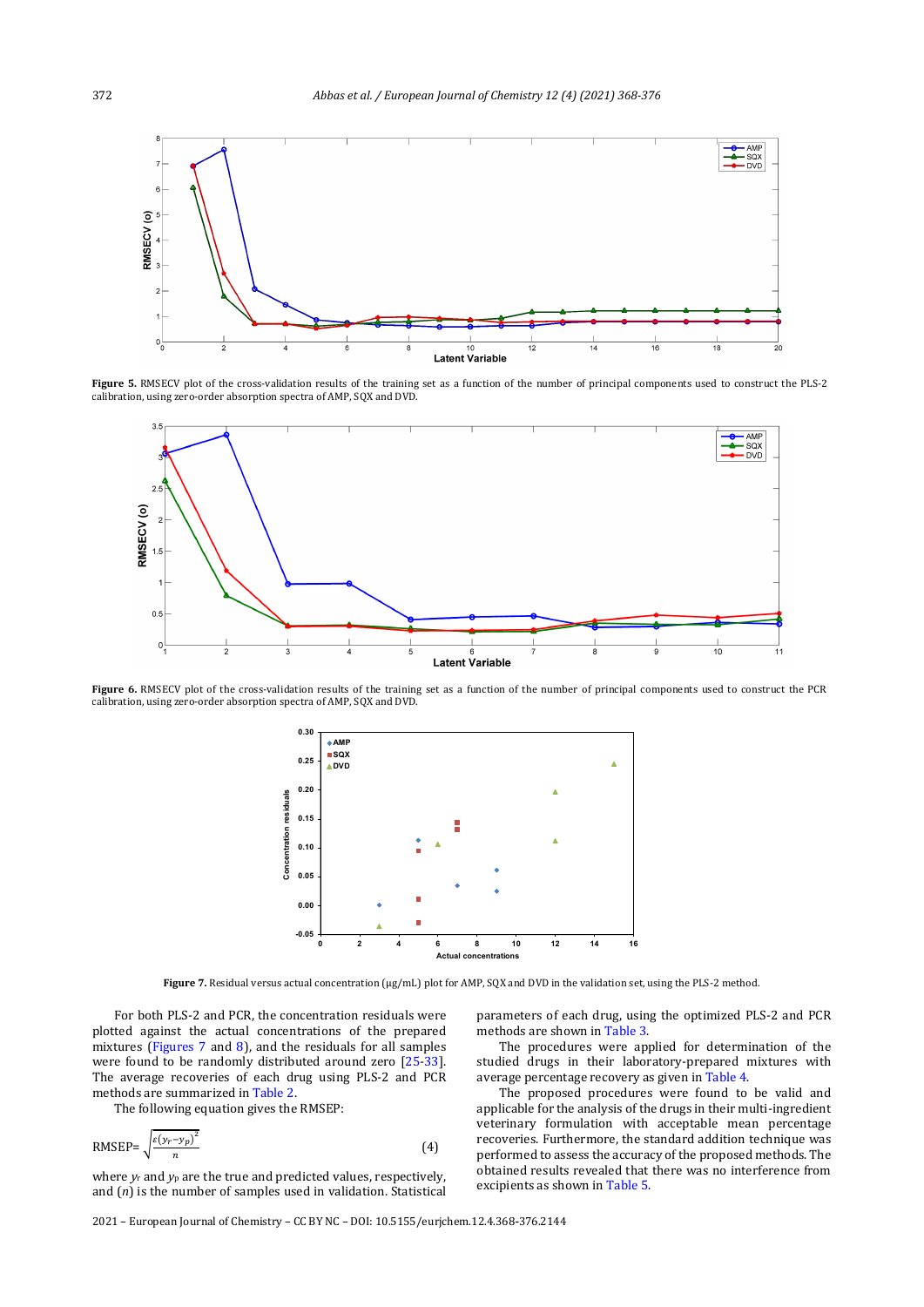**Figure 5.** RMSECV plot of the cross-validation results of the training set as a function of the number of principal components used to construct the PLS-2 calibration, using zero-order absorption spectra of AMP, SQX and DVD.

**Figure 6.** RMSECV plot of the cross-validation results of the training set as a function of the number of principal components used to construct the PCR calibration, using zero-order absorption spectra of AMP, SQX and DVD.

**Figure 7.** Residual versus actual concentration (µg/mL) plot for AMP, SQX and DVD in the validation set, using the PLS-2 method.

For both PLS-2 and PCR, the concentration residuals were plotted against the actual concentrations of the prepared mixtures (Figures 7 and 8), and the residuals for all samples were found to be randomly distributed around zero [25-33]. The average recoveries of each drug using PLS-2 and PCR methods are summarized in Table 2.

The following equation gives the RMSEP:

$$\text{RMSEP}=\sqrt{\frac{\varepsilon(y_r-y_p)^2}{n}} \tag{4}$$

where $y_r$ and $y_p$ are the true and predicted values, respectively, and ($n$) is the number of samples used in validation. Statistical parameters of each drug, using the optimized PLS-2 and PCR methods are shown in Table 3.

The procedures were applied for determination of the studied drugs in their laboratory-prepared mixtures with average percentage recovery as given in Table 4.

The proposed procedures were found to be valid and applicable for the analysis of the drugs in their multi-ingredient veterinary formulation with acceptable mean percentage recoveries. Furthermore, the standard addition technique was performed to assess the accuracy of the proposed methods. The obtained results revealed that there was no interference from excipients as shown in Table 5.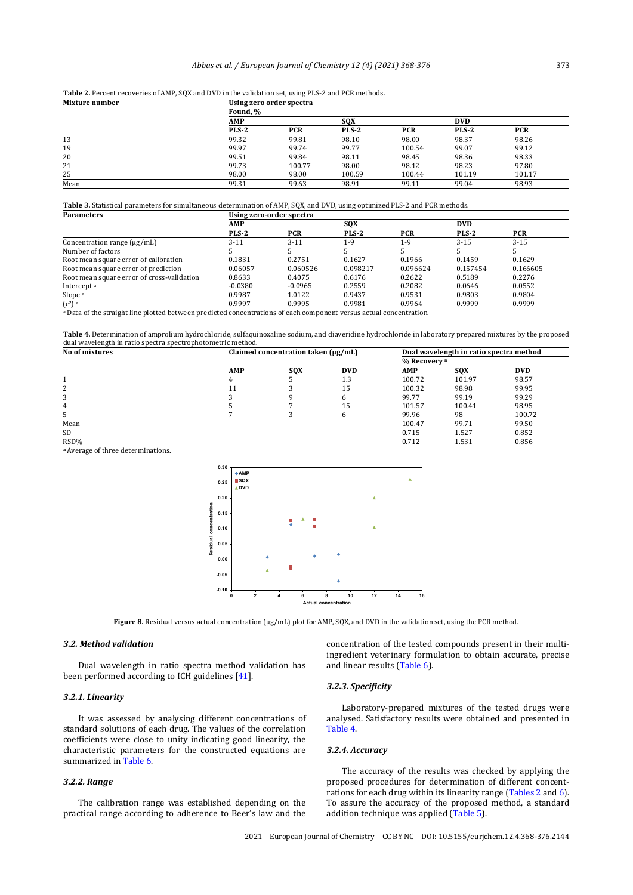**Table 2.** Percent recoveries of AMP, SQX and DVD in the validation set, using PLS-2 and PCR methods.

| Mixture number | Using zero order spectra | | | | | |
|---|---|---|---|---|---|---|
| | Found, % | | | | | |
| | AMP | | SQX | | DVD | |
| | PLS-2 | PCR | PLS-2 | PCR | PLS-2 | PCR |
| 13 | 99.32 | 99.81 | 98.10 | 98.00 | 98.37 | 98.26 |
| 19 | 99.97 | 99.74 | 99.77 | 100.54 | 99.07 | 99.12 |
| 20 | 99.51 | 99.84 | 98.11 | 98.45 | 98.36 | 98.33 |
| 21 | 99.73 | 100.77 | 98.00 | 98.12 | 98.23 | 97.80 |
| 25 | 98.00 | 98.00 | 100.59 | 100.44 | 101.19 | 101.17 |
| Mean | 99.31 | 99.63 | 98.91 | 99.11 | 99.04 | 98.93 |

**Table 3.** Statistical parameters for simultaneous determination of AMP, SQX, and DVD, using optimized PLS-2 and PCR methods.

| Parameters | Using zero-order spectra | | | | | |
|---|---|---|---|---|---|---|
| | AMP | | SQX | | DVD | |
| | PLS-2 | PCR | PLS-2 | PCR | PLS-2 | PCR |
| Concentration range (µg/mL) | 3-11 | 3-11 | 1-9 | 1-9 | 3-15 | 3-15 |
| Number of factors | 5 | 5 | 5 | 5 | 5 | 5 |
| Root mean square error of calibration | 0.1831 | 0.2751 | 0.1627 | 0.1966 | 0.1459 | 0.1629 |
| Root mean square error of prediction | 0.06057 | 0.060526 | 0.098217 | 0.096624 | 0.157454 | 0.166605 |
| Root mean square error of cross-validation | 0.8633 | 0.4075 | 0.6176 | 0.2622 | 0.5189 | 0.2276 |
| Intercept [a] | -0.0380 | -0.0965 | 0.2559 | 0.2082 | 0.0646 | 0.0552 |
| Slope [a] | 0.9987 | 1.0122 | 0.9437 | 0.9531 | 0.9803 | 0.9804 |
| $(r^2)$ [a] | 0.9997 | 0.9995 | 0.9981 | 0.9964 | 0.9999 | 0.9999 |

[a] Data of the straight line plotted between predicted concentrations of each component versus actual concentration.

**Table 4.** Determination of amprolium hydrochloride, sulfaquinoxaline sodium, and diaveridine hydrochloride in laboratory prepared mixtures by the proposed dual wavelength in ratio spectra spectrophotometric method.

| No of mixtures | Claimed concentration taken (µg/mL) | | | Dual wavelength in ratio spectra method | | |
|---|---|---|---|---|---|---|
| | | | | % Recovery [a] | | |
| | AMP | SQX | DVD | AMP | SQX | DVD |
| 1 | 4 | 5 | 1.3 | 100.72 | 101.97 | 98.57 |
| 2 | 11 | 3 | 15 | 100.32 | 98.98 | 99.95 |
| 3 | 3 | 9 | 6 | 99.77 | 99.19 | 99.29 |
| 4 | 5 | 7 | 15 | 101.57 | 100.41 | 98.95 |
| 5 | 7 | 3 | 6 | 99.96 | 98 | 100.72 |
| Mean | | | | 100.47 | 99.71 | 99.50 |
| SD | | | | 0.715 | 1.527 | 0.852 |
| RSD% | | | | 0.712 | 1.531 | 0.856 |

[a] Average of three determinations.

**Figure 8.** Residual versus actual concentration (µg/mL) plot for AMP, SQX, and DVD in the validation set, using the PCR method.

### 3.2. Method validation

Dual wavelength in ratio spectra method validation has been performed according to ICH guidelines [41].

#### 3.2.1. Linearity

It was assessed by analysing different concentrations of standard solutions of each drug. The values of the correlation coefficients were close to unity indicating good linearity, the characteristic parameters for the constructed equations are summarized in Table 6.

#### 3.2.2. Range

The calibration range was established depending on the practical range according to adherence to Beer's law and the concentration of the tested compounds present in their multi-ingredient veterinary formulation to obtain accurate, precise and linear results (Table 6).

#### 3.2.3. Specificity

Laboratory-prepared mixtures of the tested drugs were analysed. Satisfactory results were obtained and presented in Table 4.

#### 3.2.4. Accuracy

The accuracy of the results was checked by applying the proposed procedures for determination of different concentrations for each drug within its linearity range (Tables 2 and 6). To assure the accuracy of the proposed method, a standard addition technique was applied (Table 5).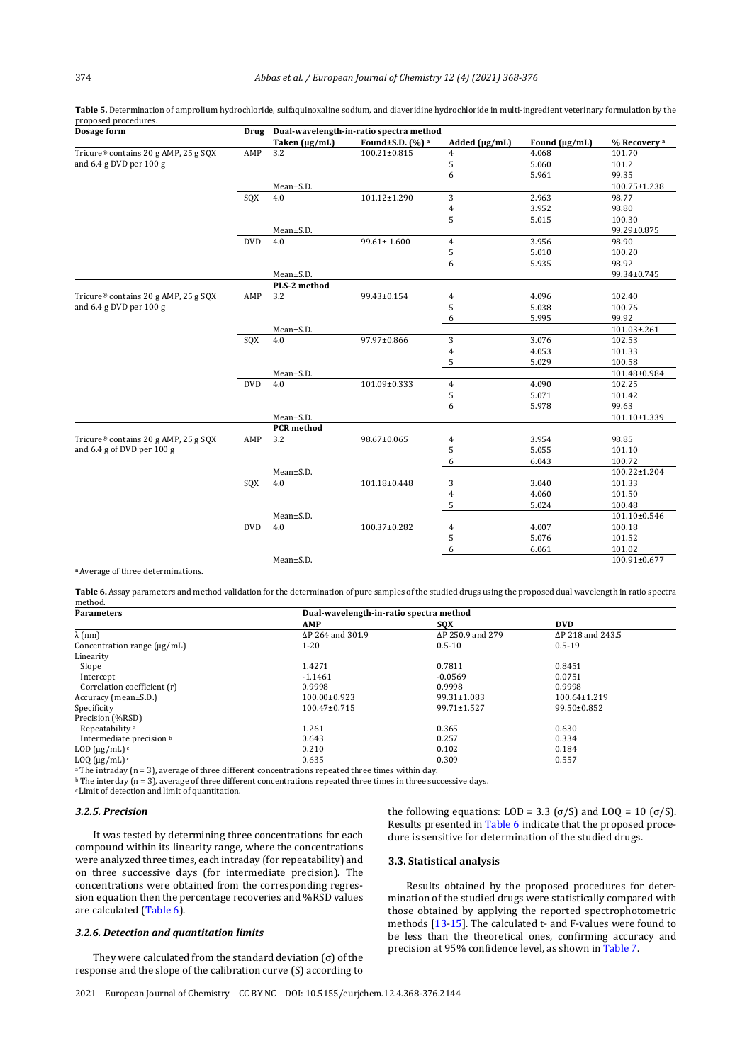**Table 5.** Determination of amprolium hydrochloride, sulfaquinoxaline sodium, and diaveridine hydrochloride in multi-ingredient veterinary formulation by the proposed procedures.

| Dosage form | Drug | Dual-wavelength-in-ratio spectra method | | | | |
|---|---|---|---|---|---|---|
| | | Taken (μg/mL) | Found±S.D. (%) [a] | Added (μg/mL) | Found (μg/mL) | % Recovery [a] |
| Tricure® contains 20 g AMP, 25 g SQX and 6.4 g DVD per 100 g | AMP | 3.2 | 100.21±0.815 | 4 | 4.068 | 101.70 |
| | | | | 5 | 5.060 | 101.2 |
| | | | | 6 | 5.961 | 99.35 |
| | | Mean±S.D. | | | | 100.75±1.238 |
| | SQX | 4.0 | 101.12±1.290 | 3 | 2.963 | 98.77 |
| | | | | 4 | 3.952 | 98.80 |
| | | | | 5 | 5.015 | 100.30 |
| | | Mean±S.D. | | | | 99.29±0.875 |
| | DVD | 4.0 | 99.61± 1.600 | 4 | 3.956 | 98.90 |
| | | | | 5 | 5.010 | 100.20 |
| | | | | 6 | 5.935 | 98.92 |
| | | Mean±S.D. | | | | 99.34±0.745 |
| | | **PLS-2 method** | | | | |
| Tricure® contains 20 g AMP, 25 g SQX and 6.4 g DVD per 100 g | AMP | 3.2 | 99.43±0.154 | 4 | 4.096 | 102.40 |
| | | | | 5 | 5.038 | 100.76 |
| | | | | 6 | 5.995 | 99.92 |
| | | Mean±S.D. | | | | 101.03±.261 |
| | SQX | 4.0 | 97.97±0.866 | 3 | 3.076 | 102.53 |
| | | | | 4 | 4.053 | 101.33 |
| | | | | 5 | 5.029 | 100.58 |
| | | Mean±S.D. | | | | 101.48±0.984 |
| | DVD | 4.0 | 101.09±0.333 | 4 | 4.090 | 102.25 |
| | | | | 5 | 5.071 | 101.42 |
| | | | | 6 | 5.978 | 99.63 |
| | | Mean±S.D. | | | | 101.10±1.339 |
| | | **PCR method** | | | | |
| Tricure® contains 20 g AMP, 25 g SQX and 6.4 g of DVD per 100 g | AMP | 3.2 | 98.67±0.065 | 4 | 3.954 | 98.85 |
| | | | | 5 | 5.055 | 101.10 |
| | | | | 6 | 6.043 | 100.72 |
| | | Mean±S.D. | | | | 100.22±1.204 |
| | SQX | 4.0 | 101.18±0.448 | 3 | 3.040 | 101.33 |
| | | | | 4 | 4.060 | 101.50 |
| | | | | 5 | 5.024 | 100.48 |
| | | Mean±S.D. | | | | 101.10±0.546 |
| | DVD | 4.0 | 100.37±0.282 | 4 | 4.007 | 100.18 |
| | | | | 5 | 5.076 | 101.52 |
| | | | | 6 | 6.061 | 101.02 |
| | | Mean±S.D. | | | | 100.91±0.677 |

[a] Average of three determinations.

**Table 6.** Assay parameters and method validation for the determination of pure samples of the studied drugs using the proposed dual wavelength in ratio spectra method.

| Parameters | Dual-wavelength-in-ratio spectra method | | |
|---|---|---|---|
| | AMP | SQX | DVD |
| λ (nm) | ΔP 264 and 301.9 | ΔP 250.9 and 279 | ΔP 218 and 243.5 |
| Concentration range (μg/mL) | 1-20 | 0.5-10 | 0.5-19 |
| Linearity | | | |
| Slope | 1.4271 | 0.7811 | 0.8451 |
| Intercept | -1.1461 | -0.0569 | 0.0751 |
| Correlation coefficient (r) | 0.9998 | 0.9998 | 0.9998 |
| Accuracy (mean±S.D.) | 100.00±0.923 | 99.31±1.083 | 100.64±1.219 |
| Specificity | 100.47±0.715 | 99.71±1.527 | 99.50±0.852 |
| Precision (%RSD) | | | |
| Repeatability [a] | 1.261 | 0.365 | 0.630 |
| Intermediate precision [b] | 0.643 | 0.257 | 0.334 |
| LOD (μg/mL) [c] | 0.210 | 0.102 | 0.184 |
| LOQ (μg/mL) [c] | 0.635 | 0.309 | 0.557 |

[a] The intraday (n = 3), average of three different concentrations repeated three times within day.

[b] The interday (n = 3), average of three different concentrations repeated three times in three successive days.

[c] Limit of detection and limit of quantitation.

### 3.2.5. Precision

It was tested by determining three concentrations for each compound within its linearity range, where the concentrations were analyzed three times, each intraday (for repeatability) and on three successive days (for intermediate precision). The concentrations were obtained from the corresponding regression equation then the percentage recoveries and %RSD values are calculated (Table 6).

### 3.2.6. Detection and quantitation limits

They were calculated from the standard deviation (σ) of the response and the slope of the calibration curve (S) according to the following equations: LOD = 3.3 (σ/S) and LOQ = 10 (σ/S). Results presented in Table 6 indicate that the proposed procedure is sensitive for determination of the studied drugs.

### 3.3. Statistical analysis

Results obtained by the proposed procedures for determination of the studied drugs were statistically compared with those obtained by applying the reported spectrophotometric methods [13-15]. The calculated t- and F-values were found to be less than the theoretical ones, confirming accuracy and precision at 95% confidence level, as shown in Table 7.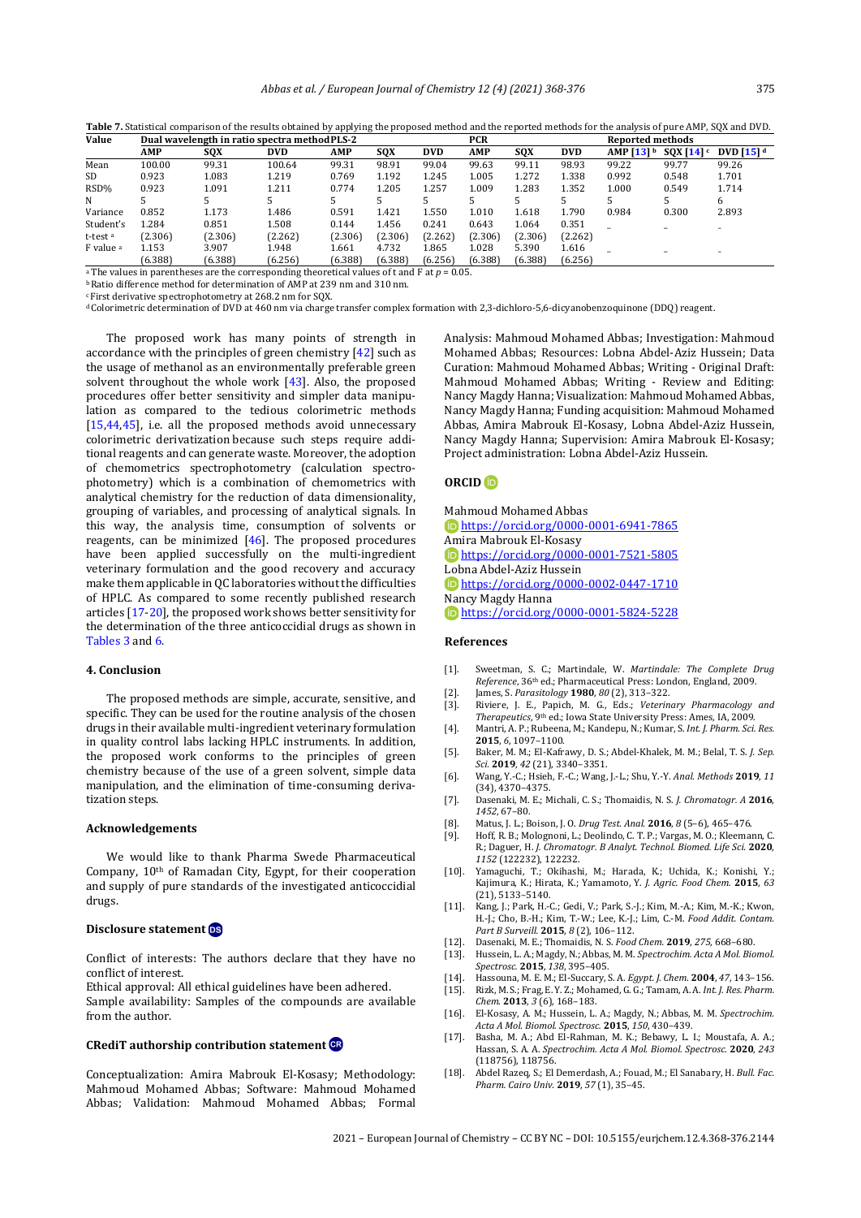**Table 7.** Statistical comparison of the results obtained by applying the proposed method and the reported methods for the analysis of pure AMP, SQX and DVD.

| Value | Dual wavelength in ratio spectra method | | | PLS-2 | | | PCR | | | Reported methods | | |
|---|---|---|---|---|---|---|---|---|---|---|---|---|
| | AMP | SQX | DVD | AMP | SQX | DVD | AMP | SQX | DVD | AMP [13] [b] | SQX [14] [c] | DVD [15] [d] |
| Mean | 100.00 | 99.31 | 100.64 | 99.31 | 98.91 | 99.04 | 99.63 | 99.11 | 98.93 | 99.22 | 99.77 | 99.26 |
| SD | 0.923 | 1.083 | 1.219 | 0.769 | 1.192 | 1.245 | 1.005 | 1.272 | 1.338 | 0.992 | 0.548 | 1.701 |
| RSD% | 0.923 | 1.091 | 1.211 | 0.774 | 1.205 | 1.257 | 1.009 | 1.283 | 1.352 | 1.000 | 0.549 | 1.714 |
| N | 5 | 5 | 5 | 5 | 5 | 5 | 5 | 5 | 5 | 5 | 5 | 6 |
| Variance | 0.852 | 1.173 | 1.486 | 0.591 | 1.421 | 1.550 | 1.010 | 1.618 | 1.790 | 0.984 | 0.300 | 2.893 |
| Student's t-test [a] | 1.284 (2.306) | 0.851 (2.306) | 1.508 (2.262) | 0.144 (2.306) | 1.456 (2.306) | 0.241 (2.262) | 0.643 (2.306) | 1.064 (2.306) | 0.351 (2.262) | – | – | – |
| F value [a] | 1.153 (6.388) | 3.907 (6.388) | 1.948 (6.256) | 1.661 (6.388) | 4.732 (6.388) | 1.865 (6.256) | 1.028 (6.388) | 5.390 (6.388) | 1.616 (6.256) | – | – | – |

[a] The values in parentheses are the corresponding theoretical values of t and F at $p = 0.05$.
[b] Ratio difference method for determination of AMP at 239 nm and 310 nm.
[c] First derivative spectrophotometry at 268.2 nm for SQX.
[d] Colorimetric determination of DVD at 460 nm via charge transfer complex formation with 2,3-dichloro-5,6-dicyanobenzoquinone (DDQ) reagent.

The proposed work has many points of strength in accordance with the principles of green chemistry [42] such as the usage of methanol as an environmentally preferable green solvent throughout the whole work [43]. Also, the proposed procedures offer better sensitivity and simpler data manipulation as compared to the tedious colorimetric methods [15,44,45], i.e. all the proposed methods avoid unnecessary colorimetric derivatization because such steps require additional reagents and can generate waste. Moreover, the adoption of chemometrics spectrophotometry (calculation spectrophotometry) which is a combination of chemometrics with analytical chemistry for the reduction of data dimensionality, grouping of variables, and processing of analytical signals. In this way, the analysis time, consumption of solvents or reagents, can be minimized [46]. The proposed procedures have been applied successfully on the multi-ingredient veterinary formulation and the good recovery and accuracy make them applicable in QC laboratories without the difficulties of HPLC. As compared to some recently published research articles [17-20], the proposed work shows better sensitivity for the determination of the three anticoccidial drugs as shown in Tables 3 and 6.

## 4. Conclusion

The proposed methods are simple, accurate, sensitive, and specific. They can be used for the routine analysis of the chosen drugs in their available multi-ingredient veterinary formulation in quality control labs lacking HPLC instruments. In addition, the proposed work conforms to the principles of green chemistry because of the use of a green solvent, simple data manipulation, and the elimination of time-consuming derivatization steps.

### Acknowledgements

We would like to thank Pharma Swede Pharmaceutical Company, 10th of Ramadan City, Egypt, for their cooperation and supply of pure standards of the investigated anticoccidial drugs.

### Disclosure statement

Conflict of interests: The authors declare that they have no conflict of interest.
Ethical approval: All ethical guidelines have been adhered.
Sample availability: Samples of the compounds are available from the author.

### CRediT authorship contribution statement

Conceptualization: Amira Mabrouk El-Kosasy; Methodology: Mahmoud Mohamed Abbas; Software: Mahmoud Mohamed Abbas; Validation: Mahmoud Mohamed Abbas; Formal Analysis: Mahmoud Mohamed Abbas; Investigation: Mahmoud Mohamed Abbas; Resources: Lobna Abdel-Aziz Hussein; Data Curation: Mahmoud Mohamed Abbas; Writing - Original Draft: Mahmoud Mohamed Abbas; Writing - Review and Editing: Nancy Magdy Hanna; Visualization: Mahmoud Mohamed Abbas, Nancy Magdy Hanna; Funding acquisition: Mahmoud Mohamed Abbas, Amira Mabrouk El-Kosasy, Lobna Abdel-Aziz Hussein, Nancy Magdy Hanna; Supervision: Amira Mabrouk El-Kosasy; Project administration: Lobna Abdel-Aziz Hussein.

### ORCID

Mahmoud Mohamed Abbas
https://orcid.org/0000-0001-6941-7865
Amira Mabrouk El-Kosasy
https://orcid.org/0000-0001-7521-5805
Lobna Abdel-Aziz Hussein
https://orcid.org/0000-0002-0447-1710
Nancy Magdy Hanna
https://orcid.org/0000-0001-5824-5228

### References

[1]. Sweetman, S. C.; Martindale, W. *Martindale: The Complete Drug Reference*, 36th ed.; Pharmaceutical Press: London, England, 2009.
[2]. James, S. *Parasitology* **1980**, *80* (2), 313–322.
[3]. Riviere, J. E., Papich, M. G., Eds.; *Veterinary Pharmacology and Therapeutics*, 9th ed.; Iowa State University Press: Ames, IA, 2009.
[4]. Mantri, A. P.; Rubeena, M.; Kandepu, N.; Kumar, S. *Int. J. Pharm. Sci. Res.* **2015**, *6*, 1097–1100.
[5]. Baker, M. M.; El-Kafrawy, D. S.; Abdel-Khalek, M. M.; Belal, T. S. *J. Sep. Sci.* **2019**, *42* (21), 3340–3351.
[6]. Wang, Y.-C.; Hsieh, F.-C.; Wang, J.-L.; Shu, Y.-Y. *Anal. Methods* **2019**, *11* (34), 4370–4375.
[7]. Dasenaki, M. E.; Michali, C. S.; Thomaidis, N. S. *J. Chromatogr. A* **2016**, *1452*, 67–80.
[8]. Matus, J. L.; Boison, J. O. *Drug Test. Anal.* **2016**, *8* (5–6), 465–476.
[9]. Hoff, R. B.; Molognoni, L.; Deolindo, C. T. P.; Vargas, M. O.; Kleemann, C. R.; Daguer, H. *J. Chromatogr. B Analyt. Technol. Biomed. Life Sci.* **2020**, *1152* (122232), 122232.
[10]. Yamaguchi, T.; Okihashi, M.; Harada, K.; Uchida, K.; Konishi, Y.; Kajimura, K.; Hirata, K.; Yamamoto, Y. *J. Agric. Food Chem.* **2015**, *63* (21), 5133–5140.
[11]. Kang, J.; Park, H.-C.; Gedi, V.; Park, S.-J.; Kim, M.-A.; Kim, M.-K.; Kwon, H.-J.; Cho, B.-H.; Kim, T.-W.; Lee, K.-J.; Lim, C.-M. *Food Addit. Contam. Part B Surveill.* **2015**, *8* (2), 106–112.
[12]. Dasenaki, M. E.; Thomaidis, N. S. *Food Chem.* **2019**, *275*, 668–680.
[13]. Hussein, L. A.; Magdy, N.; Abbas, M. M. *Spectrochim. Acta A Mol. Biomol. Spectrosc.* **2015**, *138*, 395–405.
[14]. Hassouna, M. E. M.; El-Succary, S. A. *Egypt. J. Chem.* **2004**, *47*, 143–156.
[15]. Rizk, M. S.; Frag, E. Y. Z.; Mohamed, G. G.; Tamam, A. A. *Int. J. Res. Pharm. Chem.* **2013**, *3* (6), 168–183.
[16]. El-Kosasy, A. M.; Hussein, L. A.; Magdy, N.; Abbas, M. M. *Spectrochim. Acta A Mol. Biomol. Spectrosc.* **2015**, *150*, 430–439.
[17]. Basha, M. A.; Abd El-Rahman, M. K.; Bebawy, L. I.; Moustafa, A. A.; Hassan, S. A. A. *Spectrochim. Acta A Mol. Biomol. Spectrosc.* **2020**, *243* (118756), 118756.
[18]. Abdel Razeq, S.; El Demerdash, A.; Fouad, M.; El Sanabary, H. *Bull. Fac. Pharm. Cairo Univ.* **2019**, *57* (1), 35–45.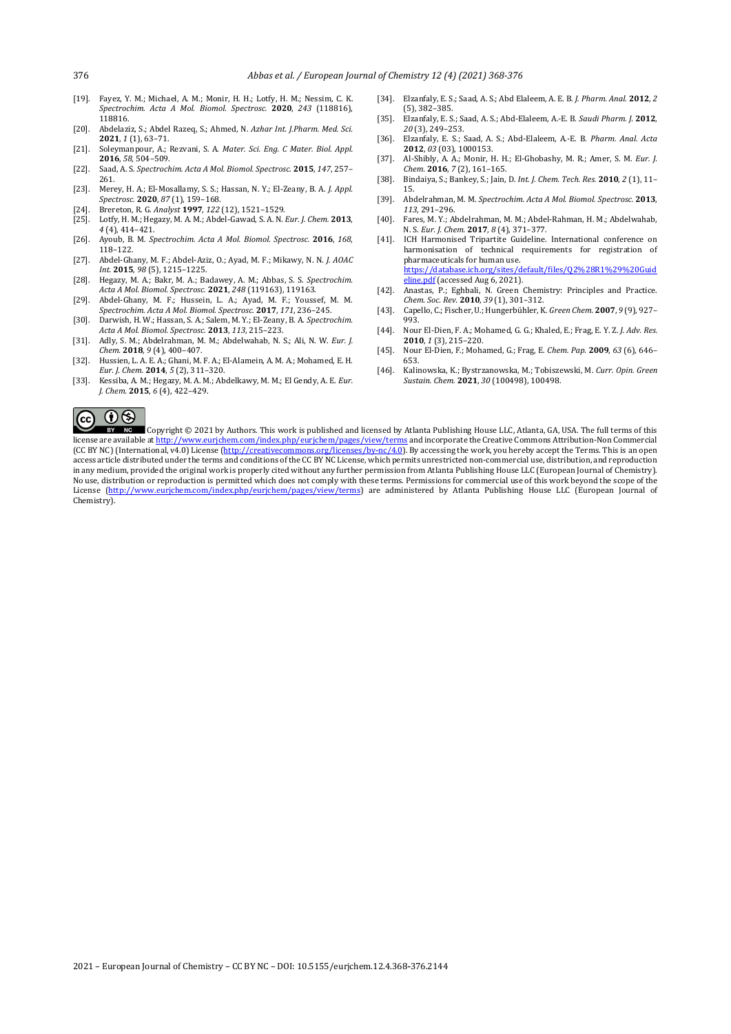[19]. Fayez, Y. M.; Michael, A. M.; Monir, H. H.; Lotfy, H. M.; Nessim, C. K. *Spectrochim. Acta A Mol. Biomol. Spectrosc.* **2020**, *243* (118816), 118816.

[20]. Abdelaziz, S.; Abdel Razeq, S.; Ahmed, N. *Azhar Int. J.Pharm. Med. Sci.* **2021**, *1* (1), 63–71.

[21]. Soleymanpour, A.; Rezvani, S. A. *Mater. Sci. Eng. C Mater. Biol. Appl.* **2016**, *58*, 504–509.

[22]. Saad, A. S. *Spectrochim. Acta A Mol. Biomol. Spectrosc.* **2015**, *147*, 257–261.

[23]. Merey, H. A.; El-Mosallamy, S. S.; Hassan, N. Y.; El-Zeany, B. A. *J. Appl. Spectrosc.* **2020**, *87* (1), 159–168.

[24]. Brereton, R. G. *Analyst* **1997**, *122* (12), 1521–1529.

[25]. Lotfy, H. M.; Hegazy, M. A. M.; Abdel-Gawad, S. A. N. *Eur. J. Chem.* **2013**, *4* (4), 414–421.

[26]. Ayoub, B. M. *Spectrochim. Acta A Mol. Biomol. Spectrosc.* **2016**, *168*, 118–122.

[27]. Abdel-Ghany, M. F.; Abdel-Aziz, O.; Ayad, M. F.; Mikawy, N. N. *J. AOAC Int.* **2015**, *98* (5), 1215–1225.

[28]. Hegazy, M. A.; Bakr, M. A.; Badawey, A. M.; Abbas, S. S. *Spectrochim. Acta A Mol. Biomol. Spectrosc.* **2021**, *248* (119163), 119163.

[29]. Abdel-Ghany, M. F.; Hussein, L. A.; Ayad, M. F.; Youssef, M. M. *Spectrochim. Acta A Mol. Biomol. Spectrosc.* **2017**, *171*, 236–245.

[30]. Darwish, H. W.; Hassan, S. A.; Salem, M. Y.; El-Zeany, B. A. *Spectrochim. Acta A Mol. Biomol. Spectrosc.* **2013**, *113*, 215–223.

[31]. Adly, S. M.; Abdelrahman, M. M.; Abdelwahab, N. S.; Ali, N. W. *Eur. J. Chem.* **2018**, *9* (4), 400–407.

[32]. Hussien, L. A. E. A.; Ghani, M. F. A.; El-Alamein, A. M. A.; Mohamed, E. H. *Eur. J. Chem.* **2014**, *5* (2), 311–320.

[33]. Kessiba, A. M.; Hegazy, M. A. M.; Abdelkawy, M. M.; El Gendy, A. E. *Eur. J. Chem.* **2015**, *6* (4), 422–429.

[34]. Elzanfaly, E. S.; Saad, A. S.; Abd Elaleem, A. E. B. *J. Pharm. Anal.* **2012**, *2* (5), 382–385.

[35]. Elzanfaly, E. S.; Saad, A. S.; Abd-Elaleem, A.-E. B. *Saudi Pharm. J.* **2012**, *20* (3), 249–253.

[36]. Elzanfaly, E. S.; Saad, A. S.; Abd-Elaleem, A.-E. B. *Pharm. Anal. Acta* **2012**, *03* (03), 1000153.

[37]. Al-Shibly, A. A.; Monir, H. H.; El-Ghobashy, M. R.; Amer, S. M. *Eur. J. Chem.* **2016**, *7* (2), 161–165.

[38]. Bindaiya, S.; Bankey, S.; Jain, D. *Int. J. Chem. Tech. Res.* **2010**, *2* (1), 11–15.

[39]. Abdelrahman, M. M. *Spectrochim. Acta A Mol. Biomol. Spectrosc.* **2013**, *113*, 291–296.

[40]. Fares, M. Y.; Abdelrahman, M. M.; Abdel-Rahman, H. M.; Abdelwahab, N. S. *Eur. J. Chem.* **2017**, *8* (4), 371–377.

[41]. ICH Harmonised Tripartite Guideline. International conference on harmonisation of technical requirements for registration of pharmaceuticals for human use. https://database.ich.org/sites/default/files/Q2%28R1%29%20Guideline.pdf (accessed Aug 6, 2021).

[42]. Anastas, P.; Eghbali, N. Green Chemistry: Principles and Practice. *Chem. Soc. Rev.* **2010**, *39* (1), 301–312.

[43]. Capello, C.; Fischer, U.; Hungerbühler, K. *Green Chem.* **2007**, *9* (9), 927–993.

[44]. Nour El-Dien, F. A.; Mohamed, G. G.; Khaled, E.; Frag, E. Y. Z. *J. Adv. Res.* **2010**, *1* (3), 215–220.

[45]. Nour El-Dien, F.; Mohamed, G.; Frag, E. *Chem. Pap.* **2009**, *63* (6), 646–653.

[46]. Kalinowska, K.; Bystrzanowska, M.; Tobiszewski, M. *Curr. Opin. Green Sustain. Chem.* **2021**, *30* (100498), 100498.

Copyright © 2021 by Authors. This work is published and licensed by Atlanta Publishing House LLC, Atlanta, GA, USA. The full terms of this license are available at http://www.eurjchem.com/index.php/eurjchem/pages/view/terms and incorporate the Creative Commons Attribution-Non Commercial (CC BY NC) (International, v4.0) License (http://creativecommons.org/licenses/by-nc/4.0). By accessing the work, you hereby accept the Terms. This is an open access article distributed under the terms and conditions of the CC BY NC License, which permits unrestricted non-commercial use, distribution, and reproduction in any medium, provided the original work is properly cited without any further permission from Atlanta Publishing House LLC (European Journal of Chemistry). No use, distribution or reproduction is permitted which does not comply with these terms. Permissions for commercial use of this work beyond the scope of the License (http://www.eurjchem.com/index.php/eurjchem/pages/view/terms) are administered by Atlanta Publishing House LLC (European Journal of Chemistry).